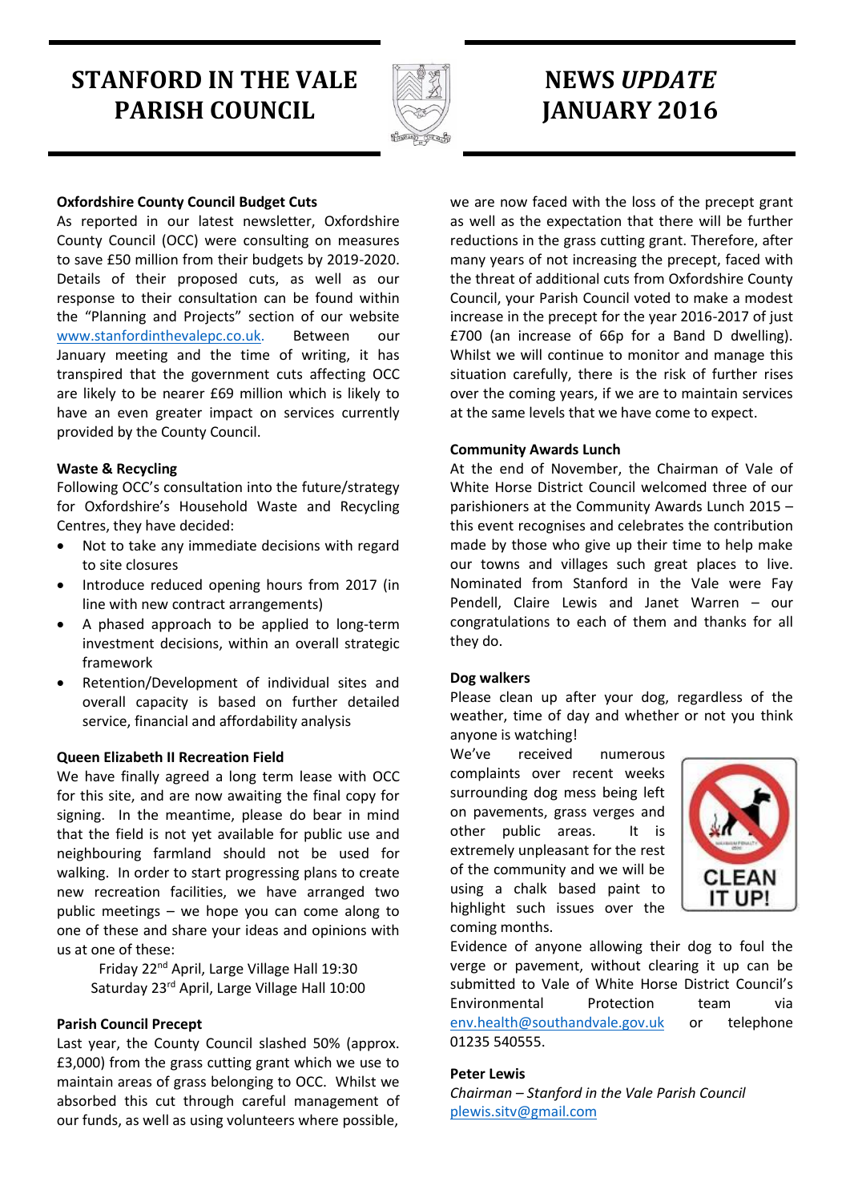# STANFORD IN THE VALE PARISH COUNCIL

# NEWS *UPDATE* JANUARY 2016

**Oxfordshire County Council Budget Cuts**

As reported in our latest newsletter, Oxfordshire County Council (OCC) were consulting on measures to save £50 million from their budgets by 2019-2020. Details of their proposed cuts, as well as our response to their consultation can be found within the "Planning and Projects" section of our website www.stanfordinthevalepc.co.uk. Between our January meeting and the time of writing, it has transpired that the government cuts affecting OCC are likely to be nearer £69 million which is likely to have an even greater impact on services currently provided by the County Council.

**Waste & Recycling**

Following OCC's consultation into the future/strategy for Oxfordshire's Household Waste and Recycling Centres, they have decided:

- Not to take any immediate decisions with regard to site closures
- Introduce reduced opening hours from 2017 (in line with new contract arrangements)
- A phased approach to be applied to long-term investment decisions, within an overall strategic framework
- Retention/Development of individual sites and overall capacity is based on further detailed service, financial and affordability analysis

**Queen Elizabeth II Recreation Field**

We have finally agreed a long term lease with OCC for this site, and are now awaiting the final copy for signing. In the meantime, please do bear in mind that the field is not yet available for public use and neighbouring farmland should not be used for walking. In order to start progressing plans to create new recreation facilities, we have arranged two public meetings – we hope you can come along to one of these and share your ideas and opinions with us at one of these:

Friday 22nd April, Large Village Hall 19:30
Saturday 23rd April, Large Village Hall 10:00

**Parish Council Precept**

Last year, the County Council slashed 50% (approx. £3,000) from the grass cutting grant which we use to maintain areas of grass belonging to OCC. Whilst we absorbed this cut through careful management of our funds, as well as using volunteers where possible, we are now faced with the loss of the precept grant as well as the expectation that there will be further reductions in the grass cutting grant. Therefore, after many years of not increasing the precept, faced with the threat of additional cuts from Oxfordshire County Council, your Parish Council voted to make a modest increase in the precept for the year 2016-2017 of just £700 (an increase of 66p for a Band D dwelling). Whilst we will continue to monitor and manage this situation carefully, there is the risk of further rises over the coming years, if we are to maintain services at the same levels that we have come to expect.

**Community Awards Lunch**

At the end of November, the Chairman of Vale of White Horse District Council welcomed three of our parishioners at the Community Awards Lunch 2015 – this event recognises and celebrates the contribution made by those who give up their time to help make our towns and villages such great places to live. Nominated from Stanford in the Vale were Fay Pendell, Claire Lewis and Janet Warren – our congratulations to each of them and thanks for all they do.

**Dog walkers**

Please clean up after your dog, regardless of the weather, time of day and whether or not you think anyone is watching!

We've received numerous complaints over recent weeks surrounding dog mess being left on pavements, grass verges and other public areas. It is extremely unpleasant for the rest of the community and we will be using a chalk based paint to highlight such issues over the coming months.

CLEAN IT UP!

Evidence of anyone allowing their dog to foul the verge or pavement, without clearing it up can be submitted to Vale of White Horse District Council's Environmental Protection team via env.health@southandvale.gov.uk or telephone 01235 540555.

**Peter Lewis**

*Chairman – Stanford in the Vale Parish Council*
plewis.sitv@gmail.com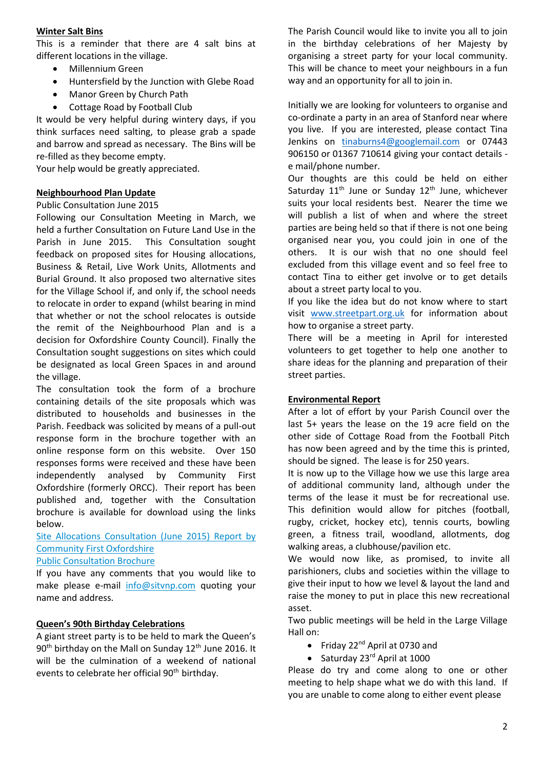## Winter Salt Bins

This is a reminder that there are 4 salt bins at different locations in the village.

- Millennium Green
- Huntersfield by the Junction with Glebe Road
- Manor Green by Church Path
- Cottage Road by Football Club

It would be very helpful during wintery days, if you think surfaces need salting, to please grab a spade and barrow and spread as necessary. The Bins will be re-filled as they become empty.

Your help would be greatly appreciated.

## Neighbourhood Plan Update

Public Consultation June 2015

Following our Consultation Meeting in March, we held a further Consultation on Future Land Use in the Parish in June 2015. This Consultation sought feedback on proposed sites for Housing allocations, Business & Retail, Live Work Units, Allotments and Burial Ground. It also proposed two alternative sites for the Village School if, and only if, the school needs to relocate in order to expand (whilst bearing in mind that whether or not the school relocates is outside the remit of the Neighbourhood Plan and is a decision for Oxfordshire County Council). Finally the Consultation sought suggestions on sites which could be designated as local Green Spaces in and around the village.

The consultation took the form of a brochure containing details of the site proposals which was distributed to households and businesses in the Parish. Feedback was solicited by means of a pull-out response form in the brochure together with an online response form on this website. Over 150 responses forms were received and these have been independently analysed by Community First Oxfordshire (formerly ORCC). Their report has been published and, together with the Consultation brochure is available for download using the links below.

Site Allocations Consultation (June 2015) Report by Community First Oxfordshire

Public Consultation Brochure

If you have any comments that you would like to make please e-mail info@sitvnp.com quoting your name and address.

## Queen's 90th Birthday Celebrations

A giant street party is to be held to mark the Queen's 90th birthday on the Mall on Sunday 12th June 2016. It will be the culmination of a weekend of national events to celebrate her official 90th birthday.

The Parish Council would like to invite you all to join in the birthday celebrations of her Majesty by organising a street party for your local community. This will be chance to meet your neighbours in a fun way and an opportunity for all to join in.

Initially we are looking for volunteers to organise and co-ordinate a party in an area of Stanford near where you live. If you are interested, please contact Tina Jenkins on tinaburns4@googlemail.com or 07443 906150 or 01367 710614 giving your contact details - e mail/phone number.

Our thoughts are this could be held on either Saturday 11th June or Sunday 12th June, whichever suits your local residents best. Nearer the time we will publish a list of when and where the street parties are being held so that if there is not one being organised near you, you could join in one of the others. It is our wish that no one should feel excluded from this village event and so feel free to contact Tina to either get involve or to get details about a street party local to you.

If you like the idea but do not know where to start visit www.streetpart.org.uk for information about how to organise a street party.

There will be a meeting in April for interested volunteers to get together to help one another to share ideas for the planning and preparation of their street parties.

## Environmental Report

After a lot of effort by your Parish Council over the last 5+ years the lease on the 19 acre field on the other side of Cottage Road from the Football Pitch has now been agreed and by the time this is printed, should be signed. The lease is for 250 years.

It is now up to the Village how we use this large area of additional community land, although under the terms of the lease it must be for recreational use. This definition would allow for pitches (football, rugby, cricket, hockey etc), tennis courts, bowling green, a fitness trail, woodland, allotments, dog walking areas, a clubhouse/pavilion etc.

We would now like, as promised, to invite all parishioners, clubs and societies within the village to give their input to how we level & layout the land and raise the money to put in place this new recreational asset.

Two public meetings will be held in the Large Village Hall on:

- Friday 22nd April at 0730 and
- Saturday 23rd April at 1000

Please do try and come along to one or other meeting to help shape what we do with this land. If you are unable to come along to either event please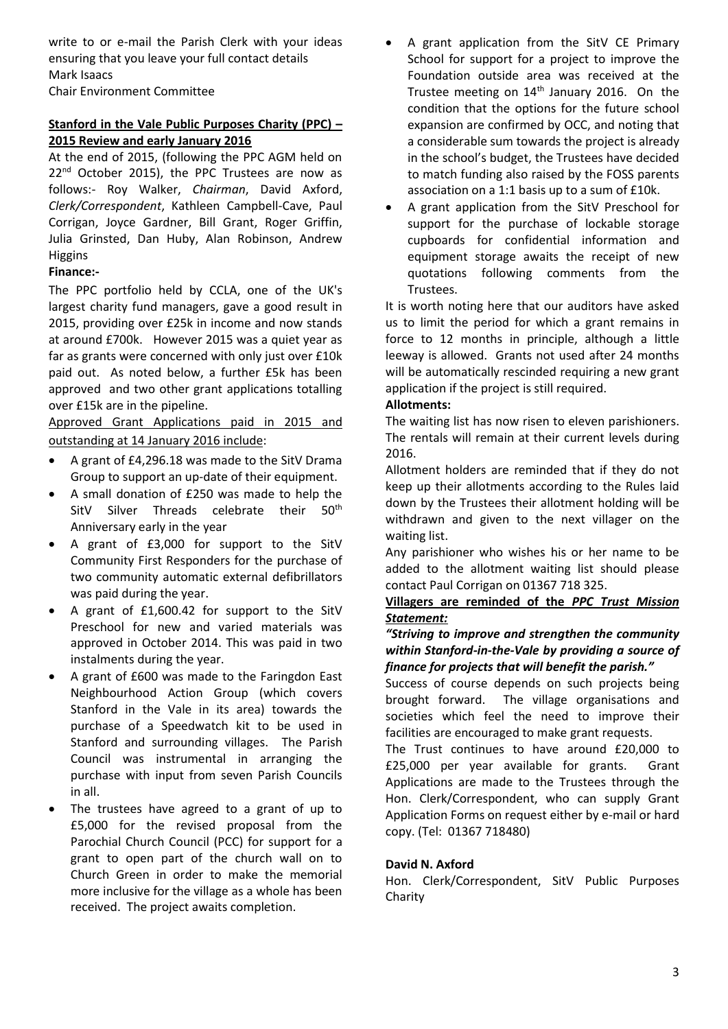write to or e-mail the Parish Clerk with your ideas ensuring that you leave your full contact details
Mark Isaacs
Chair Environment Committee

**Stanford in the Vale Public Purposes Charity (PPC) – 2015 Review and early January 2016**

At the end of 2015, (following the PPC AGM held on 22nd October 2015), the PPC Trustees are now as follows:- Roy Walker, *Chairman*, David Axford, *Clerk/Correspondent*, Kathleen Campbell-Cave, Paul Corrigan, Joyce Gardner, Bill Grant, Roger Griffin, Julia Grinsted, Dan Huby, Alan Robinson, Andrew Higgins

**Finance:-**

The PPC portfolio held by CCLA, one of the UK's largest charity fund managers, gave a good result in 2015, providing over £25k in income and now stands at around £700k. However 2015 was a quiet year as far as grants were concerned with only just over £10k paid out. As noted below, a further £5k has been approved and two other grant applications totalling over £15k are in the pipeline.

Approved Grant Applications paid in 2015 and outstanding at 14 January 2016 include:

- A grant of £4,296.18 was made to the SitV Drama Group to support an up-date of their equipment.
- A small donation of £250 was made to help the SitV Silver Threads celebrate their 50th Anniversary early in the year
- A grant of £3,000 for support to the SitV Community First Responders for the purchase of two community automatic external defibrillators was paid during the year.
- A grant of £1,600.42 for support to the SitV Preschool for new and varied materials was approved in October 2014. This was paid in two instalments during the year.
- A grant of £600 was made to the Faringdon East Neighbourhood Action Group (which covers Stanford in the Vale in its area) towards the purchase of a Speedwatch kit to be used in Stanford and surrounding villages. The Parish Council was instrumental in arranging the purchase with input from seven Parish Councils in all.
- The trustees have agreed to a grant of up to £5,000 for the revised proposal from the Parochial Church Council (PCC) for support for a grant to open part of the church wall on to Church Green in order to make the memorial more inclusive for the village as a whole has been received. The project awaits completion.
- A grant application from the SitV CE Primary School for support for a project to improve the Foundation outside area was received at the Trustee meeting on 14th January 2016. On the condition that the options for the future school expansion are confirmed by OCC, and noting that a considerable sum towards the project is already in the school's budget, the Trustees have decided to match funding also raised by the FOSS parents association on a 1:1 basis up to a sum of £10k.
- A grant application from the SitV Preschool for support for the purchase of lockable storage cupboards for confidential information and equipment storage awaits the receipt of new quotations following comments from the Trustees.

It is worth noting here that our auditors have asked us to limit the period for which a grant remains in force to 12 months in principle, although a little leeway is allowed. Grants not used after 24 months will be automatically rescinded requiring a new grant application if the project is still required.

**Allotments:**

The waiting list has now risen to eleven parishioners. The rentals will remain at their current levels during 2016.

Allotment holders are reminded that if they do not keep up their allotments according to the Rules laid down by the Trustees their allotment holding will be withdrawn and given to the next villager on the waiting list.

Any parishioner who wishes his or her name to be added to the allotment waiting list should please contact Paul Corrigan on 01367 718 325.

**Villagers are reminded of the *PPC Trust Mission Statement:***

***"Striving to improve and strengthen the community within Stanford-in-the-Vale by providing a source of finance for projects that will benefit the parish."***

Success of course depends on such projects being brought forward. The village organisations and societies which feel the need to improve their facilities are encouraged to make grant requests.

The Trust continues to have around £20,000 to £25,000 per year available for grants. Grant Applications are made to the Trustees through the Hon. Clerk/Correspondent, who can supply Grant Application Forms on request either by e-mail or hard copy. (Tel: 01367 718480)

**David N. Axford**

Hon. Clerk/Correspondent, SitV Public Purposes Charity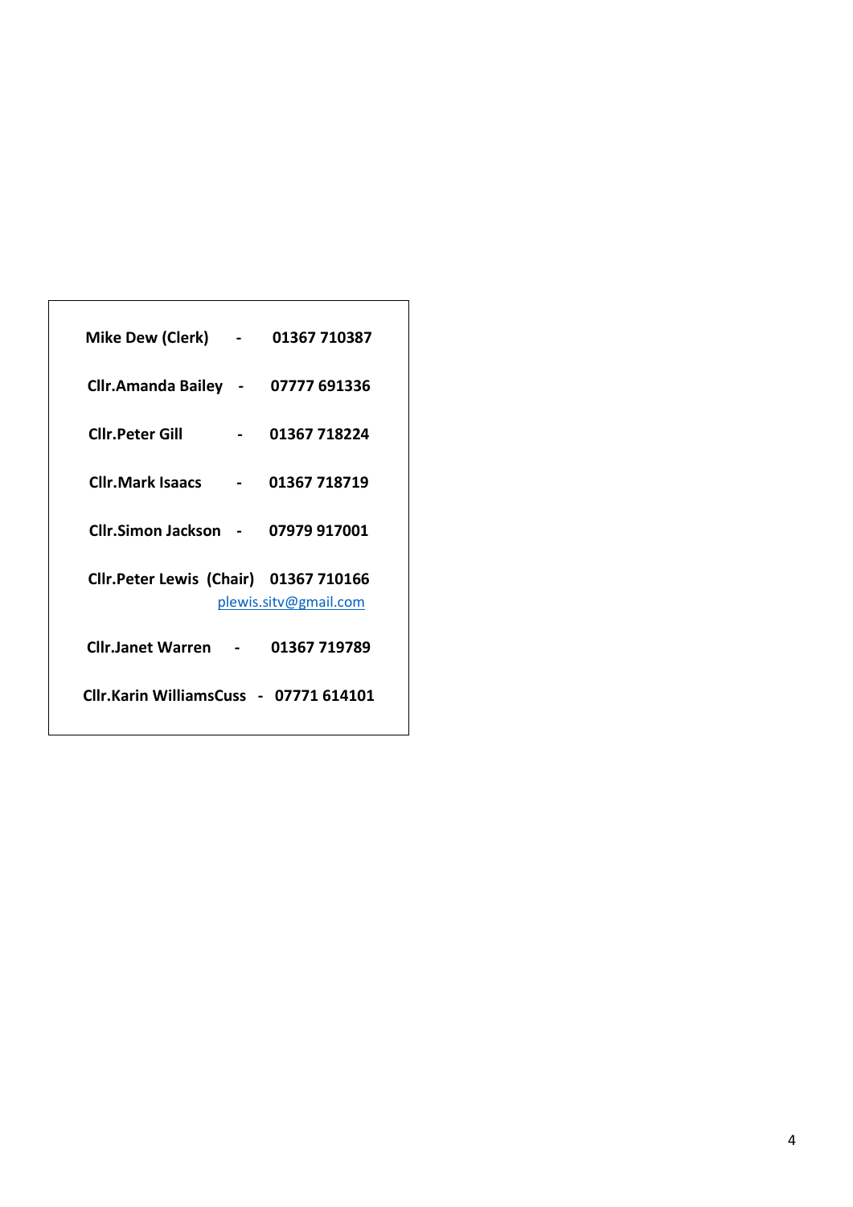**Mike Dew (Clerk) - 01367 710387**

**Cllr.Amanda Bailey - 07777 691336**

**Cllr.Peter Gill - 01367 718224**

**Cllr.Mark Isaacs - 01367 718719**

**Cllr.Simon Jackson - 07979 917001**

**Cllr.Peter Lewis (Chair) 01367 710166**
plewis.sitv@gmail.com

**Cllr.Janet Warren - 01367 719789**

**Cllr.Karin WilliamsCuss - 07771 614101**